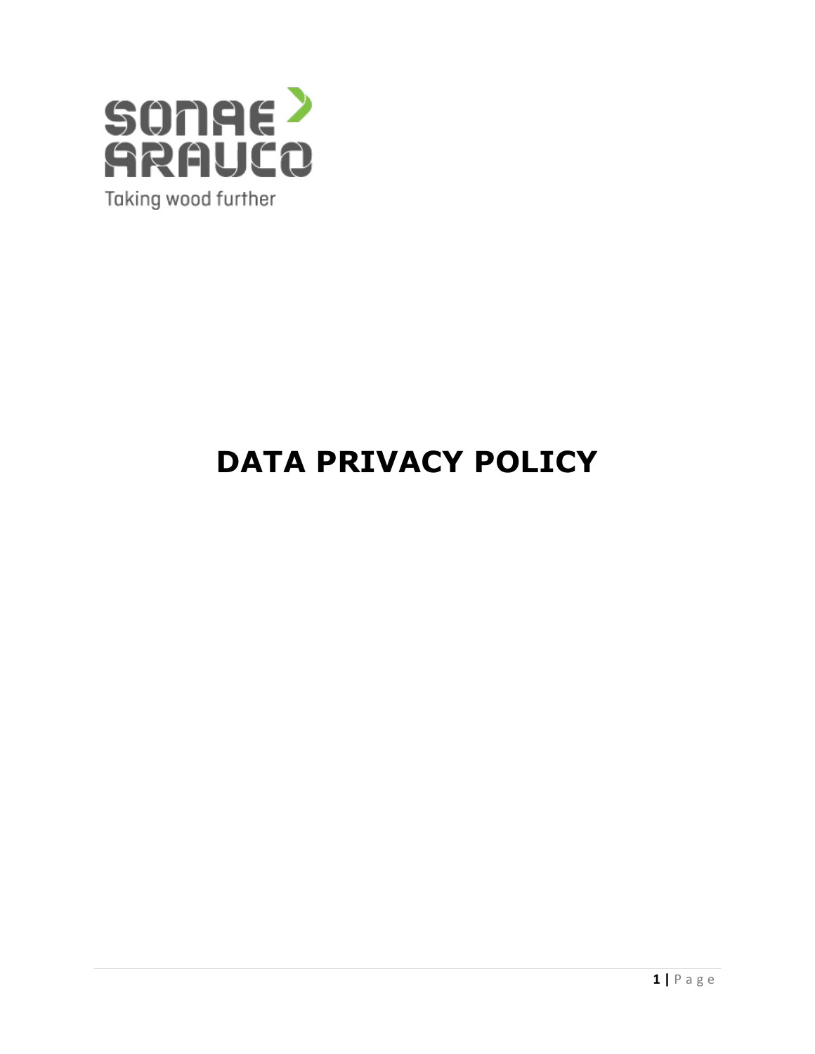SONAE ARAUCO

Taking wood further

# DATA PRIVACY POLICY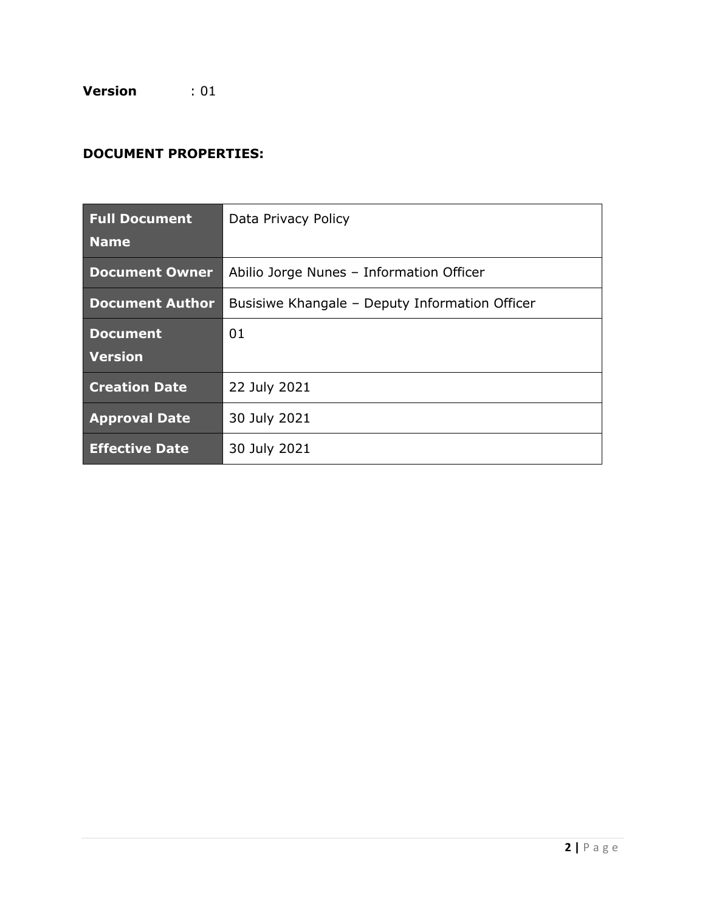**Version** : 01

**DOCUMENT PROPERTIES:**

| **Full Document Name** | Data Privacy Policy |
|---|---|
| **Document Owner** | Abilio Jorge Nunes – Information Officer |
| **Document Author** | Busisiwe Khangale – Deputy Information Officer |
| **Document Version** | 01 |
| **Creation Date** | 22 July 2021 |
| **Approval Date** | 30 July 2021 |
| **Effective Date** | 30 July 2021 |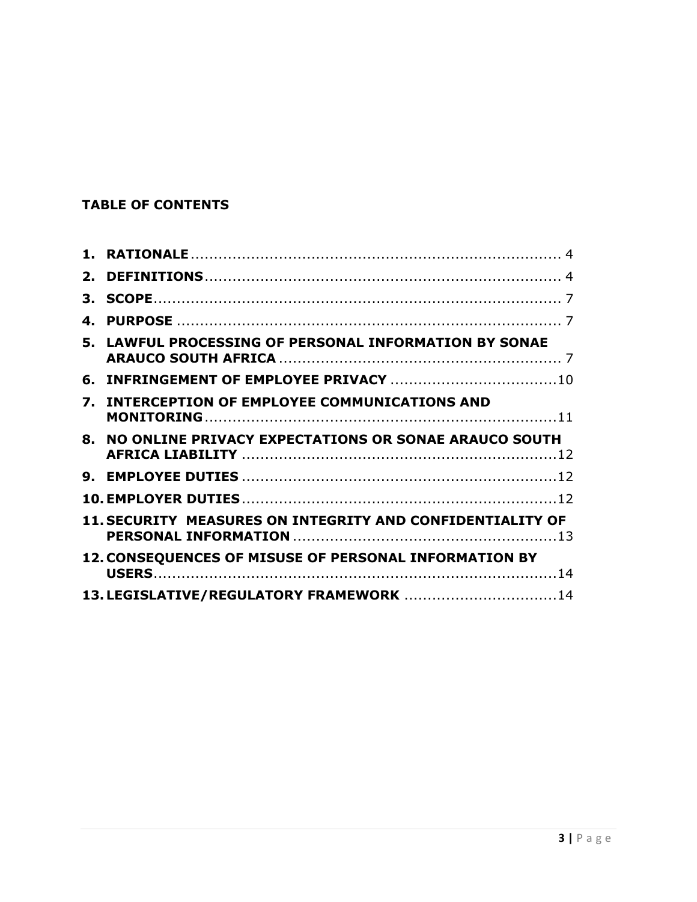## TABLE OF CONTENTS

1. **RATIONALE** ........ 4
2. **DEFINITIONS** ........ 4
3. **SCOPE** ........ 7
4. **PURPOSE** ........ 7
5. **LAWFUL PROCESSING OF PERSONAL INFORMATION BY SONAE ARAUCO SOUTH AFRICA** ........ 7
6. **INFRINGEMENT OF EMPLOYEE PRIVACY** ........ 10
7. **INTERCEPTION OF EMPLOYEE COMMUNICATIONS AND MONITORING** ........ 11
8. **NO ONLINE PRIVACY EXPECTATIONS OR SONAE ARAUCO SOUTH AFRICA LIABILITY** ........ 12
9. **EMPLOYEE DUTIES** ........ 12
10. **EMPLOYER DUTIES** ........ 12
11. **SECURITY MEASURES ON INTEGRITY AND CONFIDENTIALITY OF PERSONAL INFORMATION** ........ 13
12. **CONSEQUENCES OF MISUSE OF PERSONAL INFORMATION BY USERS** ........ 14
13. **LEGISLATIVE/REGULATORY FRAMEWORK** ........ 14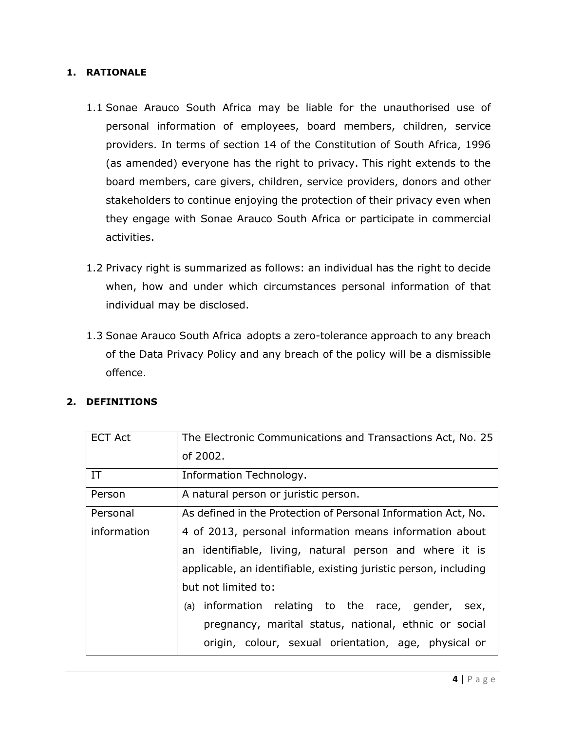## 1. RATIONALE

1.1 Sonae Arauco South Africa may be liable for the unauthorised use of personal information of employees, board members, children, service providers. In terms of section 14 of the Constitution of South Africa, 1996 (as amended) everyone has the right to privacy. This right extends to the board members, care givers, children, service providers, donors and other stakeholders to continue enjoying the protection of their privacy even when they engage with Sonae Arauco South Africa or participate in commercial activities.

1.2 Privacy right is summarized as follows: an individual has the right to decide when, how and under which circumstances personal information of that individual may be disclosed.

1.3 Sonae Arauco South Africa adopts a zero-tolerance approach to any breach of the Data Privacy Policy and any breach of the policy will be a dismissible offence.

## 2. DEFINITIONS

| | |
|---|---|
| ECT Act | The Electronic Communications and Transactions Act, No. 25 of 2002. |
| IT | Information Technology. |
| Person | A natural person or juristic person. |
| Personal information | As defined in the Protection of Personal Information Act, No. 4 of 2013, personal information means information about an identifiable, living, natural person and where it is applicable, an identifiable, existing juristic person, including but not limited to: <br> (a) information relating to the race, gender, sex, pregnancy, marital status, national, ethnic or social origin, colour, sexual orientation, age, physical or |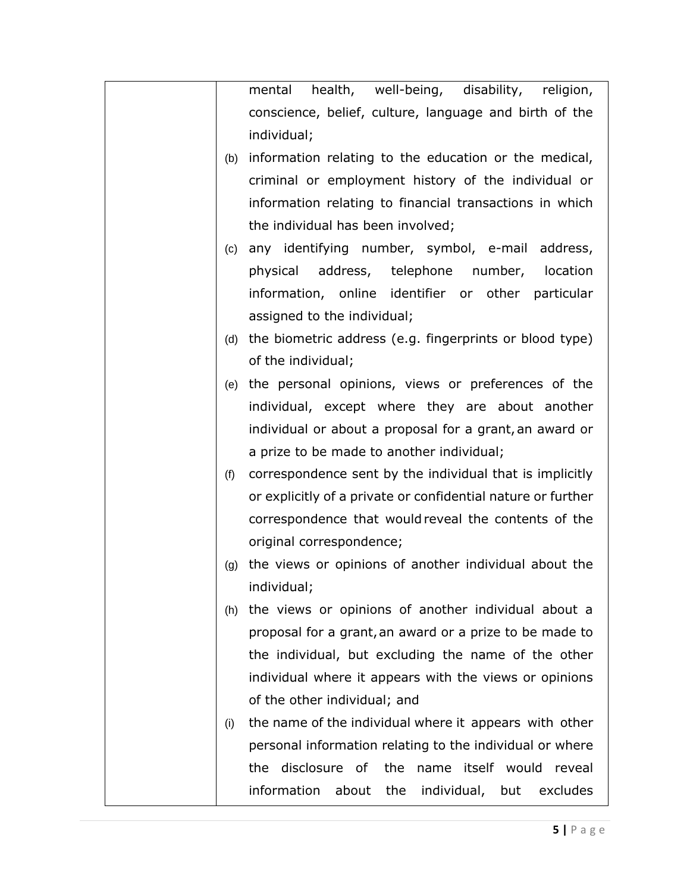| | mental health, well-being, disability, religion, conscience, belief, culture, language and birth of the individual;<br>(b) information relating to the education or the medical, criminal or employment history of the individual or information relating to financial transactions in which the individual has been involved;<br>(c) any identifying number, symbol, e-mail address, physical address, telephone number, location information, online identifier or other particular assigned to the individual;<br>(d) the biometric address (e.g. fingerprints or blood type) of the individual;<br>(e) the personal opinions, views or preferences of the individual, except where they are about another individual or about a proposal for a grant, an award or a prize to be made to another individual;<br>(f) correspondence sent by the individual that is implicitly or explicitly of a private or confidential nature or further correspondence that would reveal the contents of the original correspondence;<br>(g) the views or opinions of another individual about the individual;<br>(h) the views or opinions of another individual about a proposal for a grant, an award or a prize to be made to the individual, but excluding the name of the other individual where it appears with the views or opinions of the other individual; and<br>(i) the name of the individual where it appears with other personal information relating to the individual or where the disclosure of the name itself would reveal information about the individual, but excludes |
|---|---|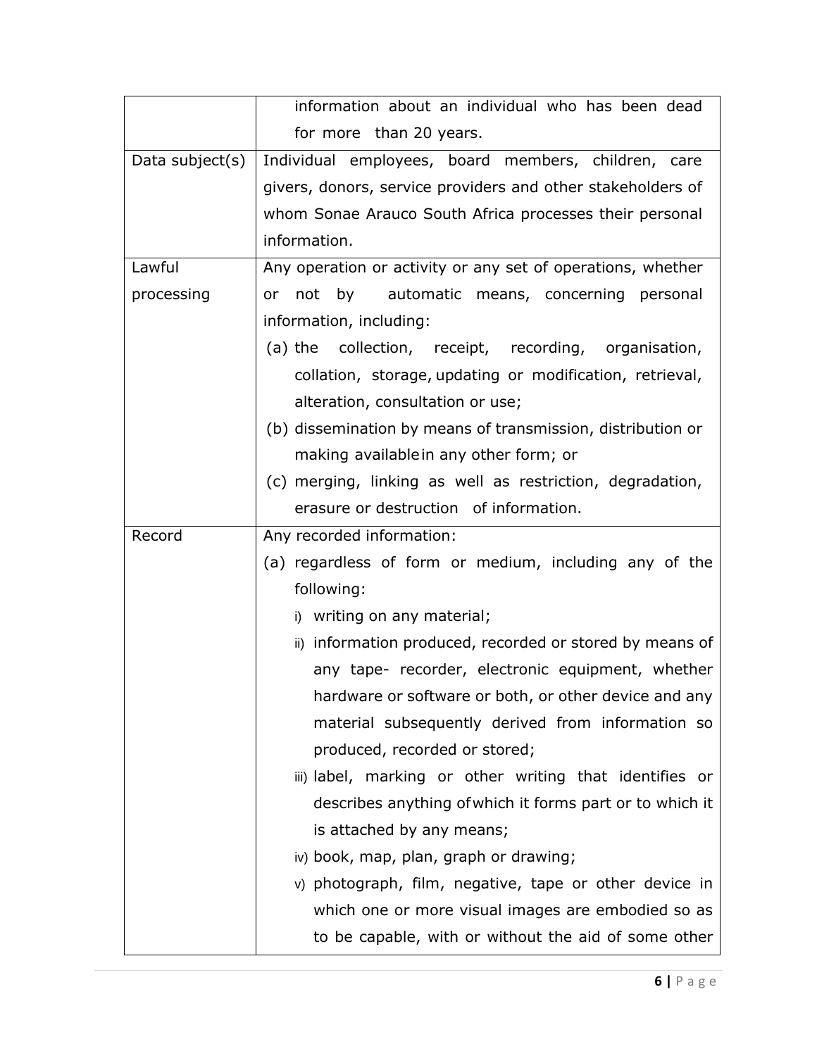| | |
|---|---|
| | information about an individual who has been dead for more than 20 years. |
| Data subject(s) | Individual employees, board members, children, care givers, donors, service providers and other stakeholders of whom Sonae Arauco South Africa processes their personal information. |
| Lawful processing | Any operation or activity or any set of operations, whether or not by automatic means, concerning personal information, including:<br>(a) the collection, receipt, recording, organisation, collation, storage, updating or modification, retrieval, alteration, consultation or use;<br>(b) dissemination by means of transmission, distribution or making available in any other form; or<br>(c) merging, linking as well as restriction, degradation, erasure or destruction of information. |
| Record | Any recorded information:<br>(a) regardless of form or medium, including any of the following:<br>i) writing on any material;<br>ii) information produced, recorded or stored by means of any tape- recorder, electronic equipment, whether hardware or software or both, or other device and any material subsequently derived from information so produced, recorded or stored;<br>iii) label, marking or other writing that identifies or describes anything of which it forms part or to which it is attached by any means;<br>iv) book, map, plan, graph or drawing;<br>v) photograph, film, negative, tape or other device in which one or more visual images are embodied so as to be capable, with or without the aid of some other |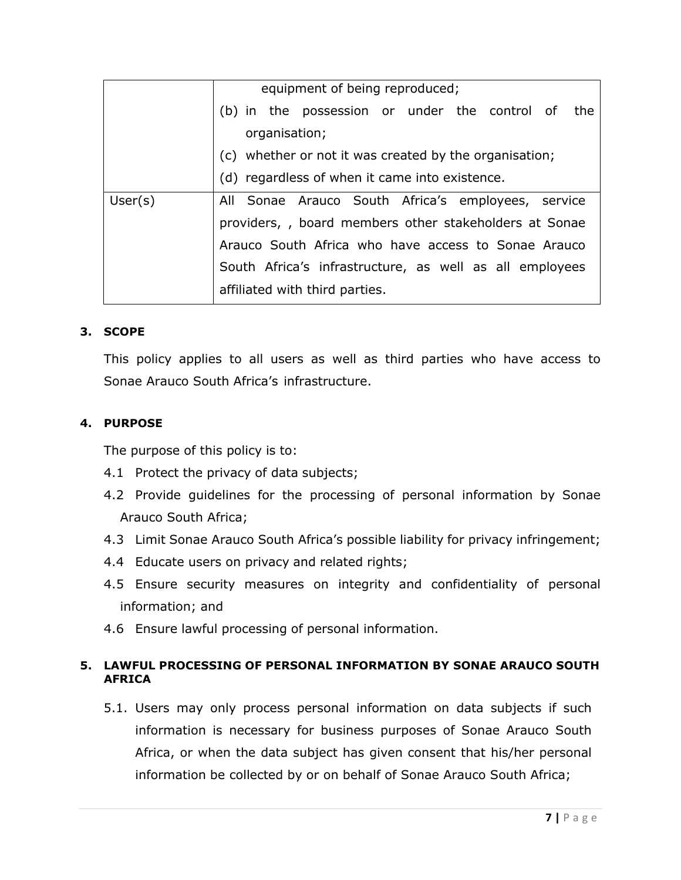| | |
|---|---|
| | equipment of being reproduced;<br>(b) in the possession or under the control of the organisation;<br>(c) whether or not it was created by the organisation;<br>(d) regardless of when it came into existence. |
| User(s) | All Sonae Arauco South Africa's employees, service providers, , board members other stakeholders at Sonae Arauco South Africa who have access to Sonae Arauco South Africa's infrastructure, as well as all employees affiliated with third parties. |

## 3. SCOPE

This policy applies to all users as well as third parties who have access to Sonae Arauco South Africa's infrastructure.

## 4. PURPOSE

The purpose of this policy is to:

4.1 Protect the privacy of data subjects;

4.2 Provide guidelines for the processing of personal information by Sonae Arauco South Africa;

4.3 Limit Sonae Arauco South Africa's possible liability for privacy infringement;

4.4 Educate users on privacy and related rights;

4.5 Ensure security measures on integrity and confidentiality of personal information; and

4.6 Ensure lawful processing of personal information.

## 5. LAWFUL PROCESSING OF PERSONAL INFORMATION BY SONAE ARAUCO SOUTH AFRICA

5.1. Users may only process personal information on data subjects if such information is necessary for business purposes of Sonae Arauco South Africa, or when the data subject has given consent that his/her personal information be collected by or on behalf of Sonae Arauco South Africa;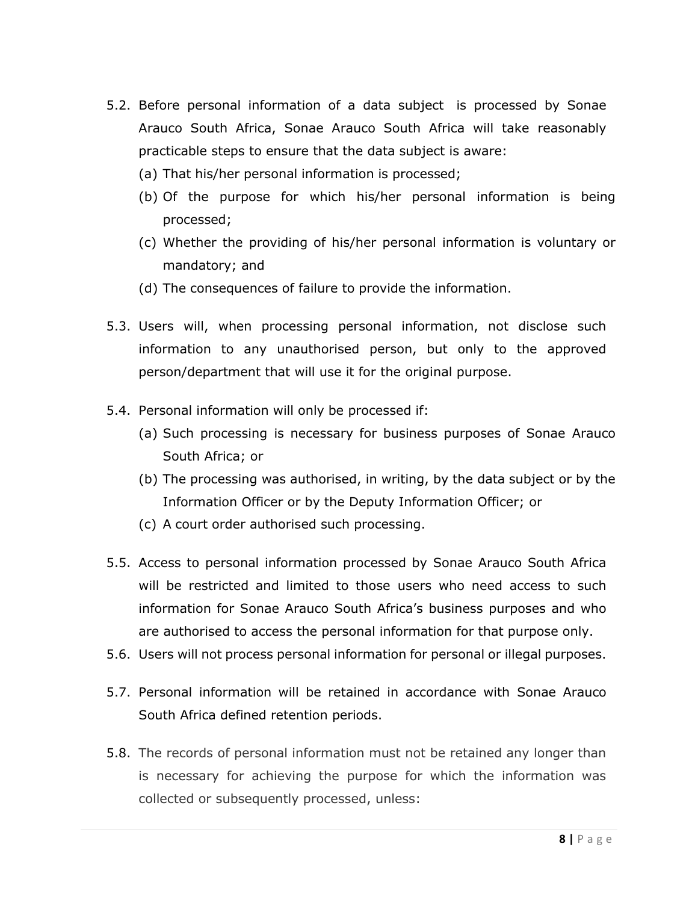5.2. Before personal information of a data subject is processed by Sonae Arauco South Africa, Sonae Arauco South Africa will take reasonably practicable steps to ensure that the data subject is aware:

(a) That his/her personal information is processed;

(b) Of the purpose for which his/her personal information is being processed;

(c) Whether the providing of his/her personal information is voluntary or mandatory; and

(d) The consequences of failure to provide the information.

5.3. Users will, when processing personal information, not disclose such information to any unauthorised person, but only to the approved person/department that will use it for the original purpose.

5.4. Personal information will only be processed if:

(a) Such processing is necessary for business purposes of Sonae Arauco South Africa; or

(b) The processing was authorised, in writing, by the data subject or by the Information Officer or by the Deputy Information Officer; or

(c) A court order authorised such processing.

5.5. Access to personal information processed by Sonae Arauco South Africa will be restricted and limited to those users who need access to such information for Sonae Arauco South Africa's business purposes and who are authorised to access the personal information for that purpose only.

5.6. Users will not process personal information for personal or illegal purposes.

5.7. Personal information will be retained in accordance with Sonae Arauco South Africa defined retention periods.

5.8. The records of personal information must not be retained any longer than is necessary for achieving the purpose for which the information was collected or subsequently processed, unless: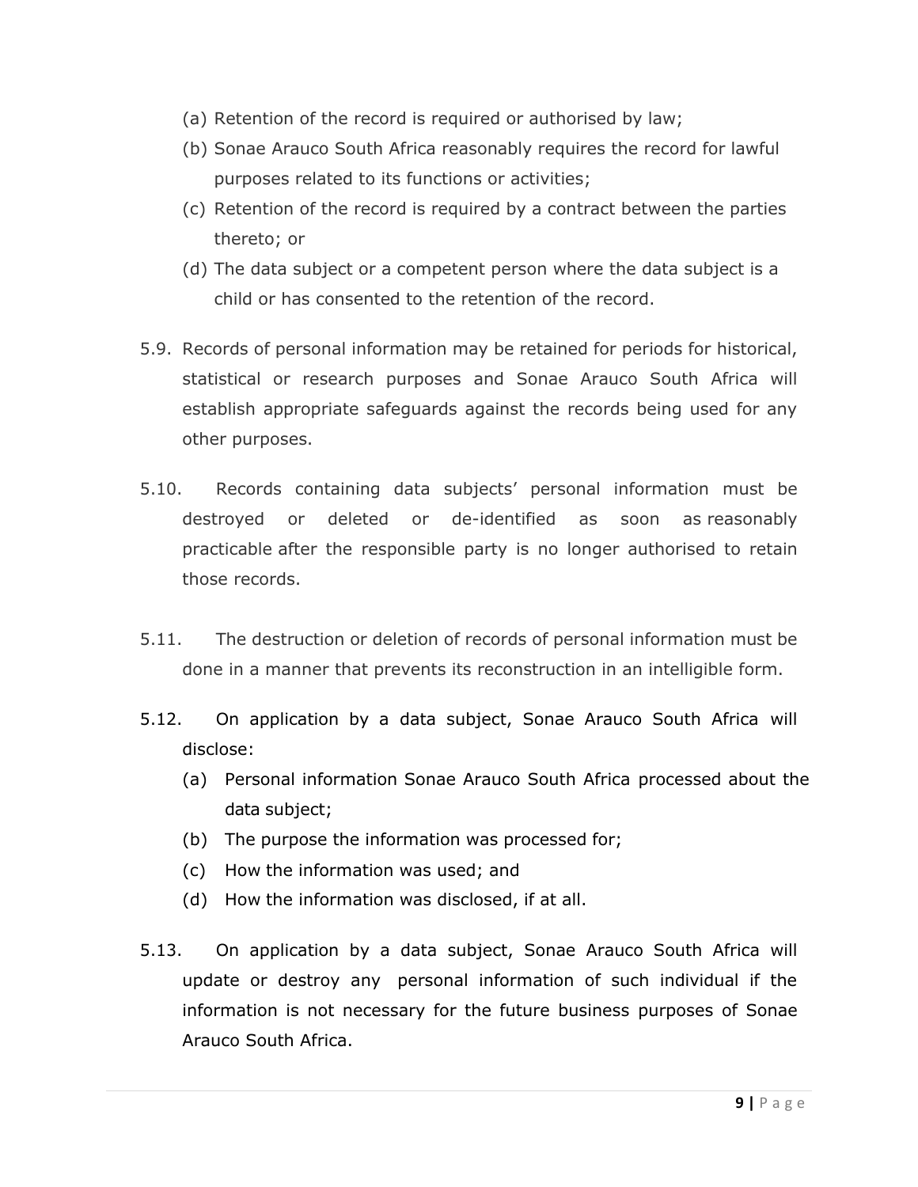(a) Retention of the record is required or authorised by law;

(b) Sonae Arauco South Africa reasonably requires the record for lawful purposes related to its functions or activities;

(c) Retention of the record is required by a contract between the parties thereto; or

(d) The data subject or a competent person where the data subject is a child or has consented to the retention of the record.

5.9. Records of personal information may be retained for periods for historical, statistical or research purposes and Sonae Arauco South Africa will establish appropriate safeguards against the records being used for any other purposes.

5.10. Records containing data subjects' personal information must be destroyed or deleted or de-identified as soon as reasonably practicable after the responsible party is no longer authorised to retain those records.

5.11. The destruction or deletion of records of personal information must be done in a manner that prevents its reconstruction in an intelligible form.

5.12. On application by a data subject, Sonae Arauco South Africa will disclose:

(a) Personal information Sonae Arauco South Africa processed about the data subject;

(b) The purpose the information was processed for;

(c) How the information was used; and

(d) How the information was disclosed, if at all.

5.13. On application by a data subject, Sonae Arauco South Africa will update or destroy any personal information of such individual if the information is not necessary for the future business purposes of Sonae Arauco South Africa.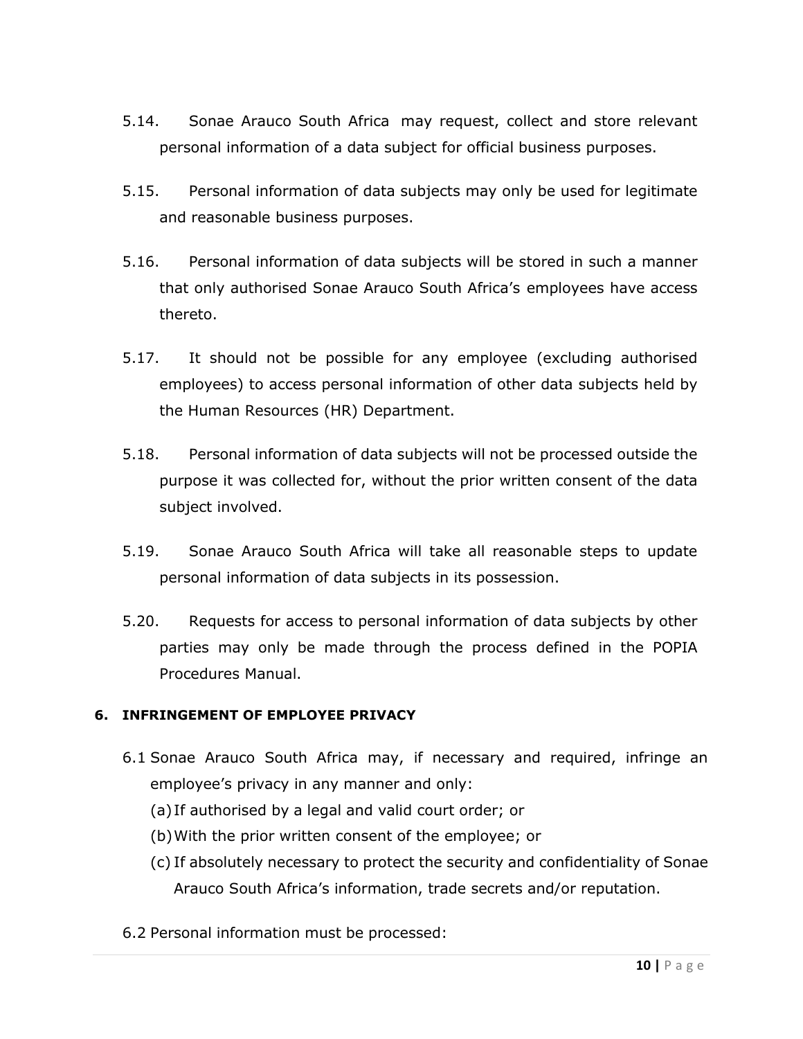5.14. Sonae Arauco South Africa may request, collect and store relevant personal information of a data subject for official business purposes.

5.15. Personal information of data subjects may only be used for legitimate and reasonable business purposes.

5.16. Personal information of data subjects will be stored in such a manner that only authorised Sonae Arauco South Africa's employees have access thereto.

5.17. It should not be possible for any employee (excluding authorised employees) to access personal information of other data subjects held by the Human Resources (HR) Department.

5.18. Personal information of data subjects will not be processed outside the purpose it was collected for, without the prior written consent of the data subject involved.

5.19. Sonae Arauco South Africa will take all reasonable steps to update personal information of data subjects in its possession.

5.20. Requests for access to personal information of data subjects by other parties may only be made through the process defined in the POPIA Procedures Manual.

## 6. INFRINGEMENT OF EMPLOYEE PRIVACY

6.1 Sonae Arauco South Africa may, if necessary and required, infringe an employee's privacy in any manner and only:

(a) If authorised by a legal and valid court order; or

(b) With the prior written consent of the employee; or

(c) If absolutely necessary to protect the security and confidentiality of Sonae Arauco South Africa's information, trade secrets and/or reputation.

6.2 Personal information must be processed: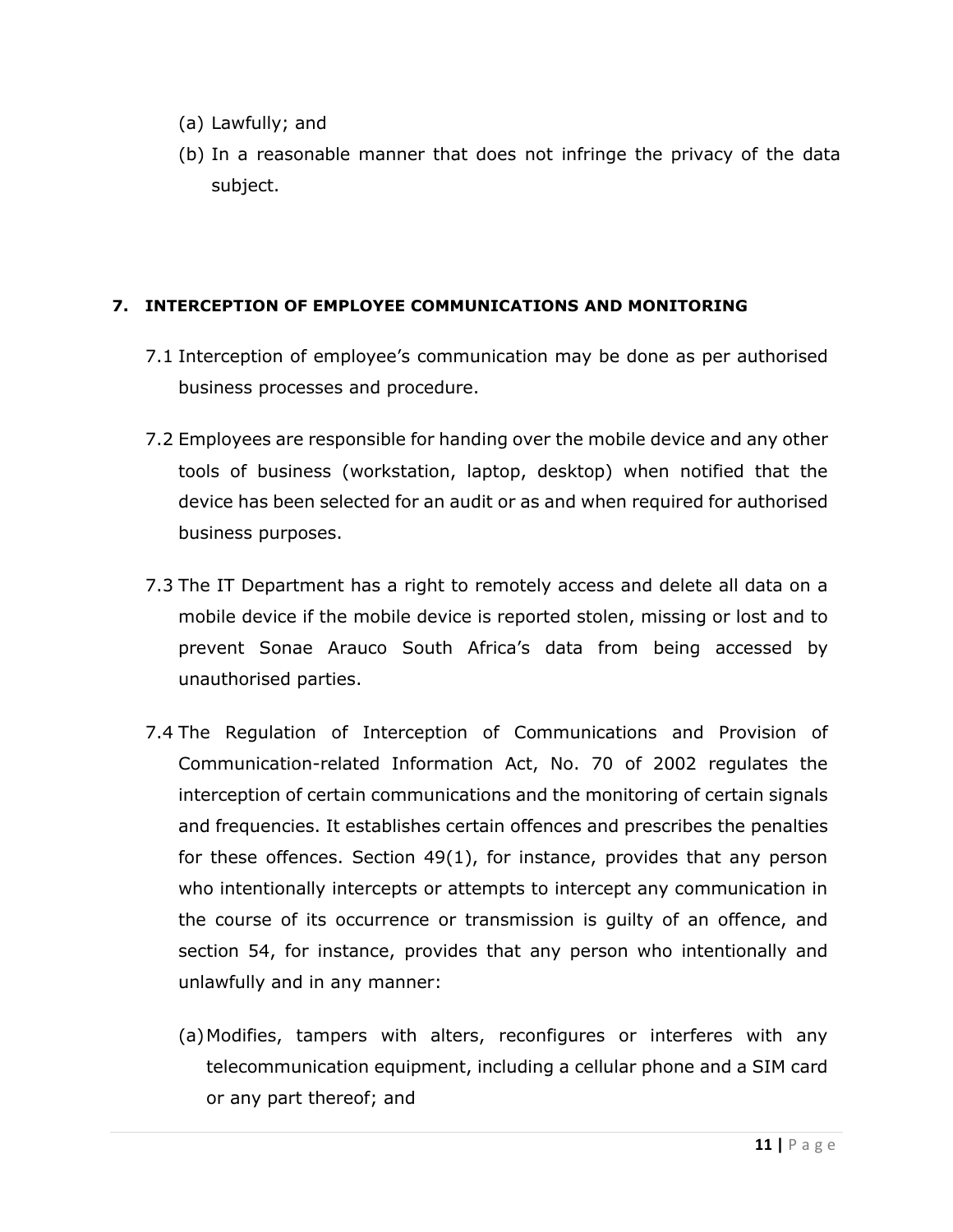(a) Lawfully; and

(b) In a reasonable manner that does not infringe the privacy of the data subject.

## 7. INTERCEPTION OF EMPLOYEE COMMUNICATIONS AND MONITORING

7.1 Interception of employee's communication may be done as per authorised business processes and procedure.

7.2 Employees are responsible for handing over the mobile device and any other tools of business (workstation, laptop, desktop) when notified that the device has been selected for an audit or as and when required for authorised business purposes.

7.3 The IT Department has a right to remotely access and delete all data on a mobile device if the mobile device is reported stolen, missing or lost and to prevent Sonae Arauco South Africa's data from being accessed by unauthorised parties.

7.4 The Regulation of Interception of Communications and Provision of Communication-related Information Act, No. 70 of 2002 regulates the interception of certain communications and the monitoring of certain signals and frequencies. It establishes certain offences and prescribes the penalties for these offences. Section 49(1), for instance, provides that any person who intentionally intercepts or attempts to intercept any communication in the course of its occurrence or transmission is guilty of an offence, and section 54, for instance, provides that any person who intentionally and unlawfully and in any manner:

(a) Modifies, tampers with alters, reconfigures or interferes with any telecommunication equipment, including a cellular phone and a SIM card or any part thereof; and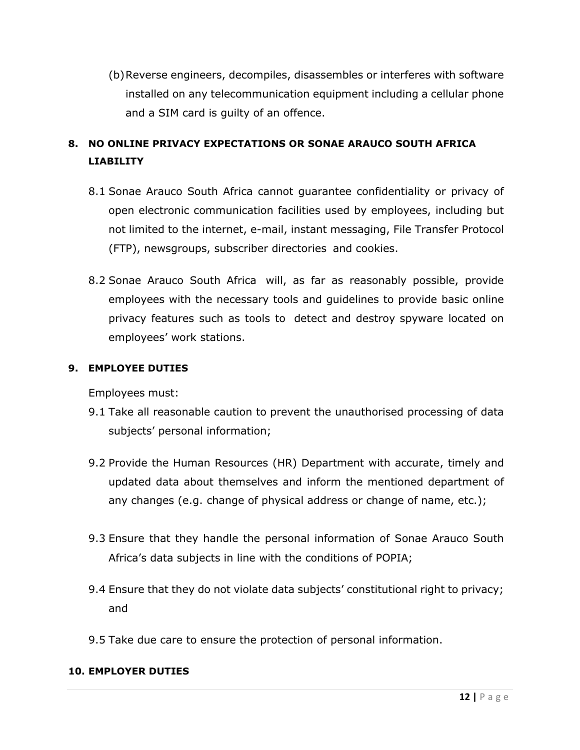(b) Reverse engineers, decompiles, disassembles or interferes with software installed on any telecommunication equipment including a cellular phone and a SIM card is guilty of an offence.

## 8. NO ONLINE PRIVACY EXPECTATIONS OR SONAE ARAUCO SOUTH AFRICA LIABILITY

8.1 Sonae Arauco South Africa cannot guarantee confidentiality or privacy of open electronic communication facilities used by employees, including but not limited to the internet, e-mail, instant messaging, File Transfer Protocol (FTP), newsgroups, subscriber directories and cookies.

8.2 Sonae Arauco South Africa will, as far as reasonably possible, provide employees with the necessary tools and guidelines to provide basic online privacy features such as tools to detect and destroy spyware located on employees' work stations.

## 9. EMPLOYEE DUTIES

Employees must:

9.1 Take all reasonable caution to prevent the unauthorised processing of data subjects' personal information;

9.2 Provide the Human Resources (HR) Department with accurate, timely and updated data about themselves and inform the mentioned department of any changes (e.g. change of physical address or change of name, etc.);

9.3 Ensure that they handle the personal information of Sonae Arauco South Africa's data subjects in line with the conditions of POPIA;

9.4 Ensure that they do not violate data subjects' constitutional right to privacy; and

9.5 Take due care to ensure the protection of personal information.

## 10. EMPLOYER DUTIES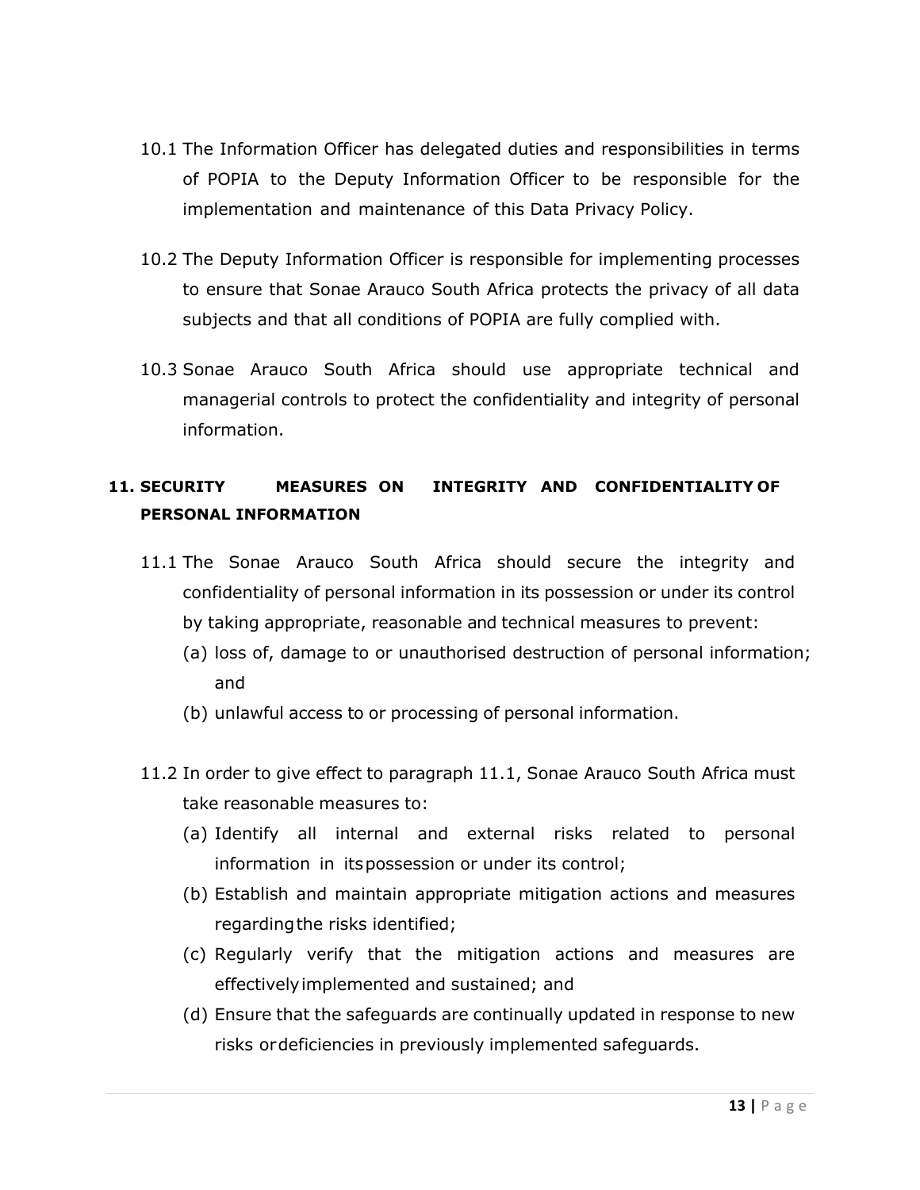10.1 The Information Officer has delegated duties and responsibilities in terms of POPIA to the Deputy Information Officer to be responsible for the implementation and maintenance of this Data Privacy Policy.

10.2 The Deputy Information Officer is responsible for implementing processes to ensure that Sonae Arauco South Africa protects the privacy of all data subjects and that all conditions of POPIA are fully complied with.

10.3 Sonae Arauco South Africa should use appropriate technical and managerial controls to protect the confidentiality and integrity of personal information.

## 11. SECURITY MEASURES ON INTEGRITY AND CONFIDENTIALITY OF PERSONAL INFORMATION

11.1 The Sonae Arauco South Africa should secure the integrity and confidentiality of personal information in its possession or under its control by taking appropriate, reasonable and technical measures to prevent:

(a) loss of, damage to or unauthorised destruction of personal information; and

(b) unlawful access to or processing of personal information.

11.2 In order to give effect to paragraph 11.1, Sonae Arauco South Africa must take reasonable measures to:

(a) Identify all internal and external risks related to personal information in its possession or under its control;

(b) Establish and maintain appropriate mitigation actions and measures regarding the risks identified;

(c) Regularly verify that the mitigation actions and measures are effectively implemented and sustained; and

(d) Ensure that the safeguards are continually updated in response to new risks or deficiencies in previously implemented safeguards.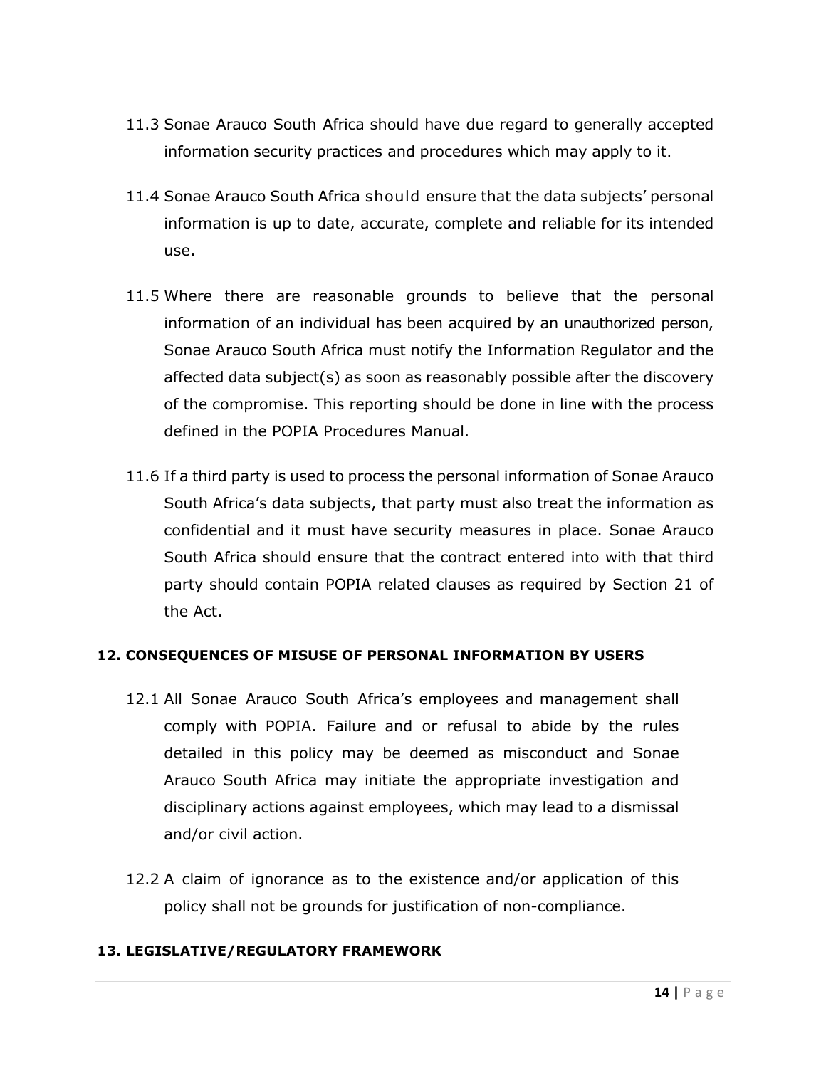11.3 Sonae Arauco South Africa should have due regard to generally accepted information security practices and procedures which may apply to it.

11.4 Sonae Arauco South Africa should ensure that the data subjects' personal information is up to date, accurate, complete and reliable for its intended use.

11.5 Where there are reasonable grounds to believe that the personal information of an individual has been acquired by an unauthorized person, Sonae Arauco South Africa must notify the Information Regulator and the affected data subject(s) as soon as reasonably possible after the discovery of the compromise. This reporting should be done in line with the process defined in the POPIA Procedures Manual.

11.6 If a third party is used to process the personal information of Sonae Arauco South Africa's data subjects, that party must also treat the information as confidential and it must have security measures in place. Sonae Arauco South Africa should ensure that the contract entered into with that third party should contain POPIA related clauses as required by Section 21 of the Act.

## 12. CONSEQUENCES OF MISUSE OF PERSONAL INFORMATION BY USERS

12.1 All Sonae Arauco South Africa's employees and management shall comply with POPIA. Failure and or refusal to abide by the rules detailed in this policy may be deemed as misconduct and Sonae Arauco South Africa may initiate the appropriate investigation and disciplinary actions against employees, which may lead to a dismissal and/or civil action.

12.2 A claim of ignorance as to the existence and/or application of this policy shall not be grounds for justification of non-compliance.

## 13. LEGISLATIVE/REGULATORY FRAMEWORK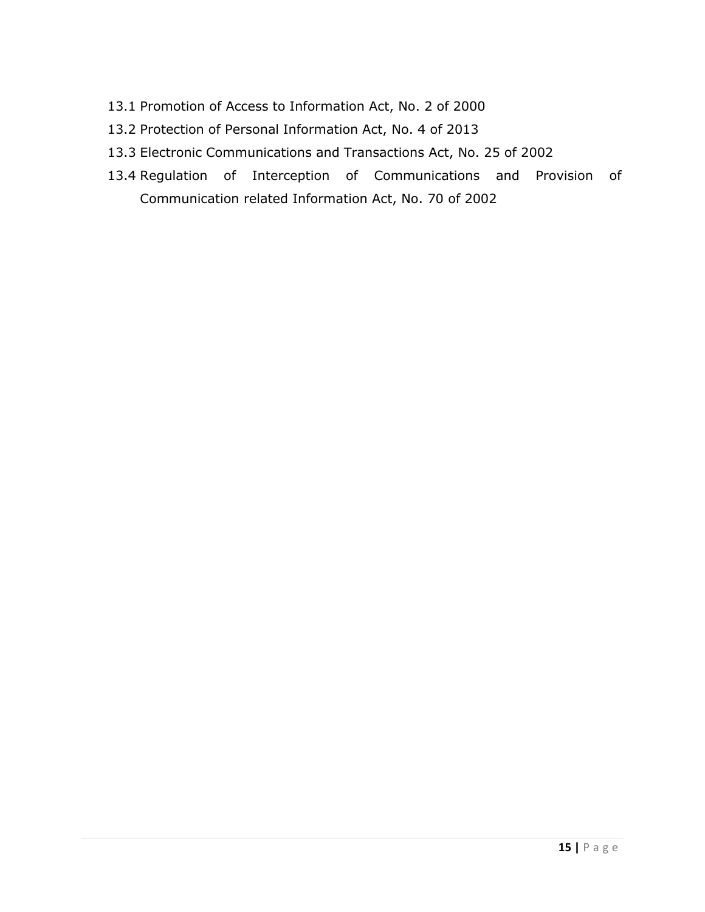13.1 Promotion of Access to Information Act, No. 2 of 2000

13.2 Protection of Personal Information Act, No. 4 of 2013

13.3 Electronic Communications and Transactions Act, No. 25 of 2002

13.4 Regulation of Interception of Communications and Provision of Communication related Information Act, No. 70 of 2002